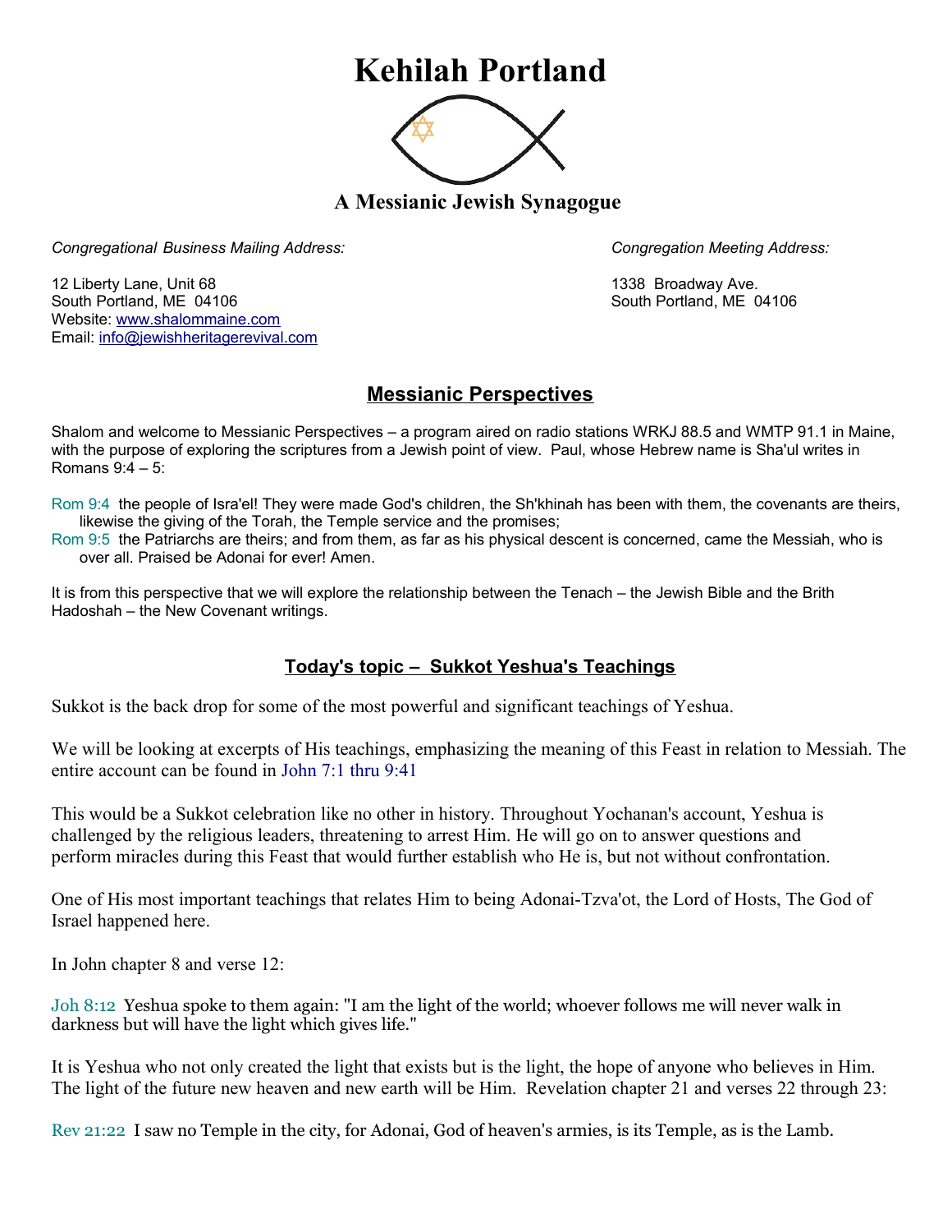# Kehilah Portland

### A Messianic Jewish Synagogue

*Congregational Business Mailing Address:*

12 Liberty Lane, Unit 68
South Portland, ME 04106
Website: www.shalommaine.com
Email: info@jewishheritagerevival.com

*Congregation Meeting Address:*

1338 Broadway Ave.
South Portland, ME 04106

## Messianic Perspectives

Shalom and welcome to Messianic Perspectives – a program aired on radio stations WRKJ 88.5 and WMTP 91.1 in Maine, with the purpose of exploring the scriptures from a Jewish point of view. Paul, whose Hebrew name is Sha'ul writes in Romans 9:4 – 5:

Rom 9:4 the people of Isra'el! They were made God's children, the Sh'khinah has been with them, the covenants are theirs, likewise the giving of the Torah, the Temple service and the promises;
Rom 9:5 the Patriarchs are theirs; and from them, as far as his physical descent is concerned, came the Messiah, who is over all. Praised be Adonai for ever! Amen.

It is from this perspective that we will explore the relationship between the Tenach – the Jewish Bible and the Brith Hadoshah – the New Covenant writings.

## Today's topic – Sukkot Yeshua's Teachings

Sukkot is the back drop for some of the most powerful and significant teachings of Yeshua.

We will be looking at excerpts of His teachings, emphasizing the meaning of this Feast in relation to Messiah. The entire account can be found in John 7:1 thru 9:41

This would be a Sukkot celebration like no other in history. Throughout Yochanan's account, Yeshua is challenged by the religious leaders, threatening to arrest Him. He will go on to answer questions and perform miracles during this Feast that would further establish who He is, but not without confrontation.

One of His most important teachings that relates Him to being Adonai-Tzva'ot, the Lord of Hosts, The God of Israel happened here.

In John chapter 8 and verse 12:

Joh 8:12 Yeshua spoke to them again: "I am the light of the world; whoever follows me will never walk in darkness but will have the light which gives life."

It is Yeshua who not only created the light that exists but is the light, the hope of anyone who believes in Him. The light of the future new heaven and new earth will be Him. Revelation chapter 21 and verses 22 through 23:

Rev 21:22 I saw no Temple in the city, for Adonai, God of heaven's armies, is its Temple, as is the Lamb.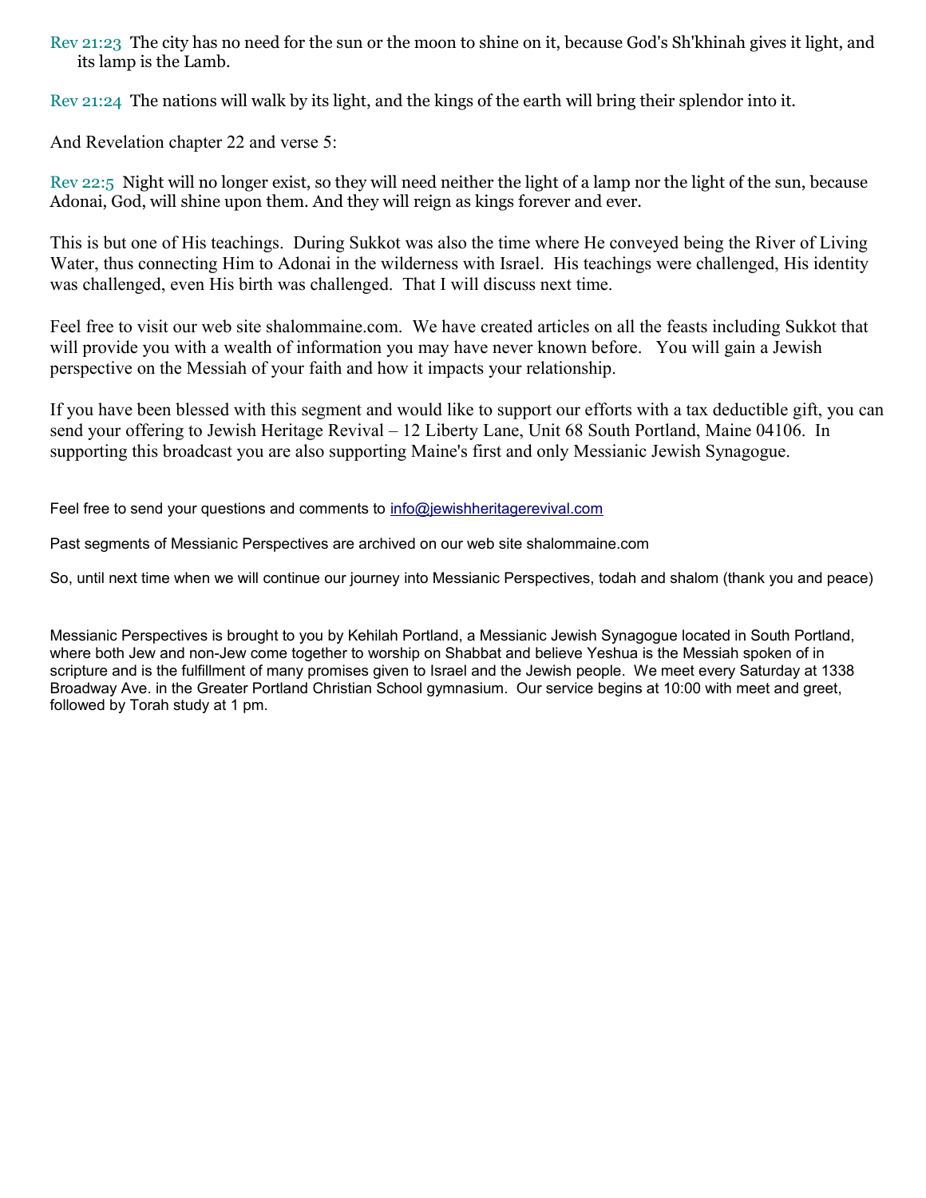Rev 21:23  The city has no need for the sun or the moon to shine on it, because God's Sh'khinah gives it light, and its lamp is the Lamb.

Rev 21:24  The nations will walk by its light, and the kings of the earth will bring their splendor into it.

And Revelation chapter 22 and verse 5:

Rev 22:5  Night will no longer exist, so they will need neither the light of a lamp nor the light of the sun, because Adonai, God, will shine upon them. And they will reign as kings forever and ever.

This is but one of His teachings.  During Sukkot was also the time where He conveyed being the River of Living Water, thus connecting Him to Adonai in the wilderness with Israel.  His teachings were challenged, His identity was challenged, even His birth was challenged.  That I will discuss next time.

Feel free to visit our web site shalommaine.com.  We have created articles on all the feasts including Sukkot that will provide you with a wealth of information you may have never known before.   You will gain a Jewish perspective on the Messiah of your faith and how it impacts your relationship.

If you have been blessed with this segment and would like to support our efforts with a tax deductible gift, you can send your offering to Jewish Heritage Revival – 12 Liberty Lane, Unit 68 South Portland, Maine 04106.  In supporting this broadcast you are also supporting Maine's first and only Messianic Jewish Synagogue.

Feel free to send your questions and comments to info@jewishheritagerevival.com

Past segments of Messianic Perspectives are archived on our web site shalommaine.com

So, until next time when we will continue our journey into Messianic Perspectives, todah and shalom (thank you and peace)

Messianic Perspectives is brought to you by Kehilah Portland, a Messianic Jewish Synagogue located in South Portland, where both Jew and non-Jew come together to worship on Shabbat and believe Yeshua is the Messiah spoken of in scripture and is the fulfillment of many promises given to Israel and the Jewish people.  We meet every Saturday at 1338 Broadway Ave. in the Greater Portland Christian School gymnasium.  Our service begins at 10:00 with meet and greet, followed by Torah study at 1 pm.